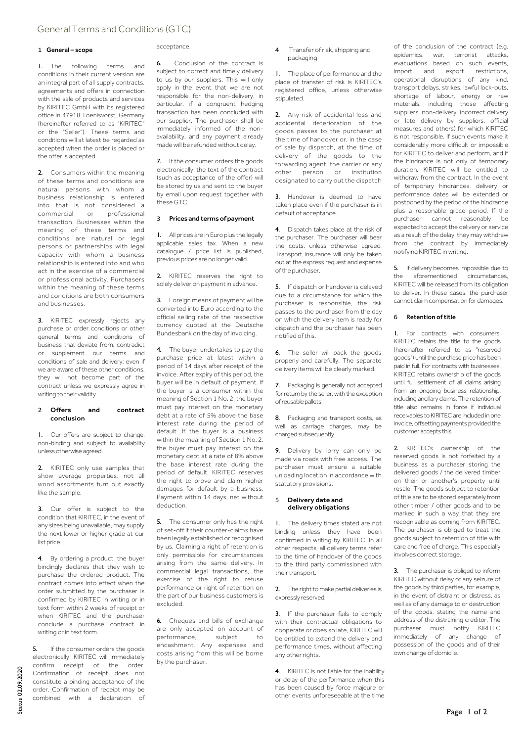# General Terms and Conditions (GTC)

## 1 General – scope

1. The following terms and conditions in their current version are an integral part of all supply contracts, agreements and offers in connection with the sale of products and services by KIRITEC GmbH with its registered office in 47918 Toenisvorst, Germany (hereinafter referred to as "KIRITEC" or the "Seller"). These terms and conditions will at latest be regarded as accepted when the order is placed or the offer is accepted.

2. Consumers within the meaning of these terms and conditions are natural persons with whom a business relationship is entered into that is not considered a commercial or professional transaction. Businesses within the meaning of these terms and conditions are natural or legal persons or partnerships with legal capacity with whom a business relationship is entered into and who act in the exercise of a commercial or professional activity. Purchasers within the meaning of these terms and conditions are both consumers and businesses.

3. KIRITEC expressly rejects any purchase or order conditions or other general terms and conditions of business that deviate from, contradict or supplement our terms and conditions of sale and delivery; even if we are aware of these other conditions, they will not become part of the contract unless we expressly agree in writing to their validity.

## 2 Offers and contract conclusion

1. Our offers are subject to change, non-binding and subject to availability unless otherwise agreed.

2. KIRITEC only use samples that show average properties; not all wood assortments turn out exactly like the sample.

3. Our offer is subject to the condition that KIRITEC, in the event of any sizes being unavailable, may supply the next lower or higher grade at our list price.

4. By ordering a product, the buyer bindingly declares that they wish to purchase the ordered product. The contract comes into effect when the order submitted by the purchaser is confirmed by KIRITEC in writing or in text form within 2 weeks of receipt or when KIRITEC and the purchaser conclude a purchase contract in writing or in text form.

5. If the consumer orders the goods electronically, KIRITEC will immediately confirm receipt of the order. Confirmation of receipt does not constitute a binding acceptance of the order. Confirmation of receipt may be combined with a declaration of acceptance.

6. Conclusion of the contract is subject to correct and timely delivery to us by our suppliers. This will only apply in the event that we are not responsible for the non-delivery, in particular, if a congruent hedging transaction has been concluded with our supplier. The purchaser shall be immediately informed of the non-availability, and any payment already made will be refunded without delay.

7. If the consumer orders the goods electronically, the text of the contract (such as acceptance of the offer) will be stored by us and sent to the buyer by email upon request together with these GTC.

## 3 Prices and terms of payment

1. All prices are in Euro plus the legally applicable sales tax. When a new catalogue / price list is published, previous prices are no longer valid.

2. KIRITEC reserves the right to solely deliver on payment in advance.

3. Foreign means of payment will be converted into Euro according to the official selling rate of the respective currency quoted at the Deutsche Bundesbank on the day of invoicing.

4. The buyer undertakes to pay the purchase price at latest within a period of 14 days after receipt of the invoice. After expiry of this period, the buyer will be in default of payment. If the buyer is a consumer within the meaning of Section 1 No. 2, the buyer must pay interest on the monetary debt at a rate of 5% above the base interest rate during the period of default. If the buyer is a business within the meaning of Section 1 No. 2, the buyer must pay interest on the monetary debt at a rate of 8% above the base interest rate during the period of default. KIRITEC reserves the right to prove and claim higher damages for default by a business. Payment within 14 days, net without deduction.

5. The consumer only has the right of set-off if their counter-claims have been legally established or recognised by us. Claiming a right of retention is only permissible for circumstances arising from the same delivery. In commercial legal transactions, the exercise of the right to refuse performance or right of retention on the part of our business customers is excluded.

6. Cheques and bills of exchange are only accepted on account of performance, subject to encashment. Any expenses and costs arising from this will be borne by the purchaser.

## 4 Transfer of risk, shipping and packaging

1. The place of performance and the place of transfer of risk is KIRITEC's registered office, unless otherwise stipulated.

2. Any risk of accidental loss and accidental deterioration of the goods passes to the purchaser at the time of handover or, in the case of sale by dispatch, at the time of delivery of the goods to the forwarding agent, the carrier or any other person or institution designated to carry out the dispatch

3. Handover is deemed to have taken place even if the purchaser is in default of acceptance.

4. Dispatch takes place at the risk of the purchaser. The purchaser will bear the costs, unless otherwise agreed. Transport insurance will only be taken out at the express request and expense of the purchaser.

5. If dispatch or handover is delayed due to a circumstance for which the purchaser is responsible, the risk passes to the purchaser from the day on which the delivery item is ready for dispatch and the purchaser has been notified of this.

6. The seller will pack the goods properly and carefully. The separate delivery items will be clearly marked.

7. Packaging is generally not accepted for return by the seller, with the exception of reusable pallets.

8. Packaging and transport costs, as well as carriage charges, may be charged subsequently.

9. Delivery by lorry can only be made via roads with free access. The purchaser must ensure a suitable unloading location in accordance with statutory provisions.

## 5 Delivery date and delivery obligations

1. The delivery times stated are not binding unless they have been confirmed in writing by KIRITEC. In all other respects, all delivery terms refer to the time of handover of the goods to the third party commissioned with their transport.

2. The right to make partial deliveries is expressly reserved.

3. If the purchaser fails to comply with their contractual obligations to cooperate or does so late, KIRITEC will be entitled to extend the delivery and performance times, without affecting any other rights.

4. KIRITEC is not liable for the inability or delay of the performance when this has been caused by force majeure or other events unforeseeable at the time of the conclusion of the contract (e.g. epidemics, war, terrorist attacks, evacuations based on such events, import and export restrictions, operational disruptions of any kind, transport delays, strikes, lawful lock-outs, shortage of labour, energy or raw materials, including those affecting suppliers, non-delivery, incorrect delivery or late delivery by suppliers, official measures and others) for which KIRITEC is not responsible. If such events make it considerably more difficult or impossible for KIRITEC to deliver and perform, and if the hindrance is not only of temporary duration, KIRITEC will be entitled to withdraw from the contract. In the event of temporary hindrances, delivery or performance dates will be extended or postponed by the period of the hindrance plus a reasonable grace period. If the purchaser cannot reasonably be expected to accept the delivery or service as a result of the delay, they may withdraw from the contract by immediately notifying KIRITEC in writing.

5. If delivery becomes impossible due to the aforementioned circumstances, KIRITEC will be released from its obligation to deliver. In these cases, the purchaser cannot claim compensation for damages.

## 6 Retention of title

1. For contracts with consumers, KIRITEC retains the title to the goods (hereinafter referred to as "reserved goods") until the purchase price has been paid in full. For contracts with businesses, KIRITEC retains ownership of the goods until full settlement of all claims arising from an ongoing business relationship, including ancillary claims. The retention of title also remains in force if individual receivables to KIRITEC are included in one invoice, offsetting payments provided the customer accepts this.

2. KIRITEC's ownership of the reserved goods is not forfeited by a business as a purchaser storing the delivered goods / the delivered timber on their or another's property until resale. The goods subject to retention of title are to be stored separately from other timber / other goods and to be marked in such a way that they are recognisable as coming from KIRITEC. The purchaser is obliged to treat the goods subject to retention of title with care and free of charge. This especially involves correct storage.

3. The purchaser is obliged to inform KIRITEC without delay of any seizure of the goods by third parties, for example, in the event of distraint or distress, as well as of any damage to or destruction of the goods, stating the name and address of the distraining creditor. The purchaser must notify KIRITEC immediately of any change of possession of the goods and of their own change of domicile.

Status 02.09.2020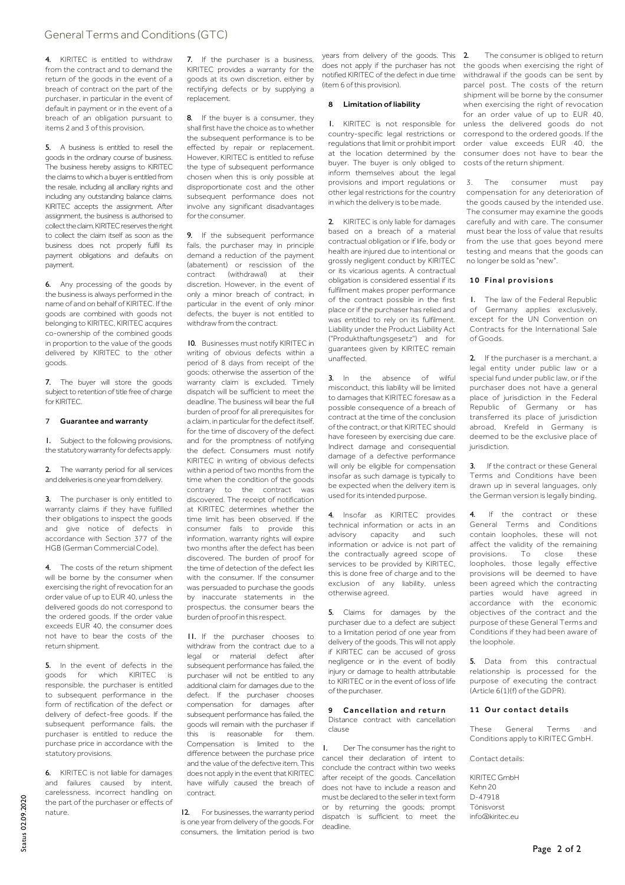4. KIRITEC is entitled to withdraw from the contract and to demand the return of the goods in the event of a breach of contract on the part of the purchaser, in particular in the event of default in payment or in the event of a breach of an obligation pursuant to items 2 and 3 of this provision.

5. A business is entitled to resell the goods in the ordinary course of business. The business hereby assigns to KIRITEC the claims to which a buyer is entitled from the resale, including all ancillary rights and including any outstanding balance claims. KIRITEC accepts the assignment. After assignment, the business is authorised to collect the claim. KIRITEC reserves the right to collect the claim itself as soon as the business does not properly fulfil its payment obligations and defaults on payment.

6. Any processing of the goods by the business is always performed in the name of and on behalf of KIRITEC. If the goods are combined with goods not belonging to KIRITEC, KIRITEC acquires co-ownership of the combined goods in proportion to the value of the goods delivered by KIRITEC to the other goods.

7. The buyer will store the goods subject to retention of title free of charge for KIRITEC.

## 7 Guarantee and warranty

1. Subject to the following provisions, the statutory warranty for defects apply.

2. The warranty period for all services and deliveries is one year from delivery.

3. The purchaser is only entitled to warranty claims if they have fulfilled their obligations to inspect the goods and give notice of defects in accordance with Section 377 of the HGB (German Commercial Code).

4. The costs of the return shipment will be borne by the consumer when exercising the right of revocation for an order value of up to EUR 40, unless the delivered goods do not correspond to the ordered goods. If the order value exceeds EUR 40, the consumer does not have to bear the costs of the return shipment.

5. In the event of defects in the goods for which KIRITEC is responsible, the purchaser is entitled to subsequent performance in the form of rectification of the defect or delivery of defect-free goods. If the subsequent performance fails, the purchaser is entitled to reduce the purchase price in accordance with the statutory provisions.

6. KIRITEC is not liable for damages and failures caused by intent, carelessness, incorrect handling on the part of the purchaser or effects of nature.

7. If the purchaser is a business, KIRITEC provides a warranty for the goods at its own discretion, either by rectifying defects or by supplying a replacement.

8. If the buyer is a consumer, they shall first have the choice as to whether the subsequent performance is to be effected by repair or replacement. However, KIRITEC is entitled to refuse the type of subsequent performance chosen when this is only possible at disproportionate cost and the other subsequent performance does not involve any significant disadvantages for the consumer.

9. If the subsequent performance fails, the purchaser may in principle demand a reduction of the payment (abatement) or rescission of the contract (withdrawal) at their discretion. However, in the event of only a minor breach of contract, in particular in the event of only minor defects, the buyer is not entitled to withdraw from the contract.

10. Businesses must notify KIRITEC in writing of obvious defects within a period of 8 days from receipt of the goods; otherwise the assertion of the warranty claim is excluded. Timely dispatch will be sufficient to meet the deadline. The business will bear the full burden of proof for all prerequisites for a claim, in particular for the defect itself, for the time of discovery of the defect and for the promptness of notifying the defect. Consumers must notify KIRITEC in writing of obvious defects within a period of two months from the time when the condition of the goods contrary to the contract was discovered. The receipt of notification at KIRITEC determines whether the time limit has been observed. If the consumer fails to provide this information, warranty rights will expire two months after the defect has been discovered. The burden of proof for the time of detection of the defect lies with the consumer. If the consumer was persuaded to purchase the goods by inaccurate statements in the prospectus, the consumer bears the burden of proof in this respect.

11. If the purchaser chooses to withdraw from the contract due to a legal or material defect after subsequent performance has failed, the purchaser will not be entitled to any additional claim for damages due to the defect. If the purchaser chooses compensation for damages after subsequent performance has failed, the goods will remain with the purchaser if this is reasonable for them. Compensation is limited to the difference between the purchase price and the value of the defective item. This does not apply in the event that KIRITEC have wilfully caused the breach of contract.

12. For businesses, the warranty period is one year from delivery of the goods. For consumers, the limitation period is two years from delivery of the goods. This does not apply if the purchaser has not notified KIRITEC of the defect in due time (item 6 of this provision).

## 8 Limitation of liability

1. KIRITEC is not responsible for country-specific legal restrictions or regulations that limit or prohibit import at the location determined by the buyer. The buyer is only obliged to inform themselves about the legal provisions and import regulations or other legal restrictions for the country in which the delivery is to be made.

2. KIRITEC is only liable for damages based on a breach of a material contractual obligation or if life, body or health are injured due to intentional or grossly negligent conduct by KIRITEC or its vicarious agents. A contractual obligation is considered essential if its fulfilment makes proper performance of the contract possible in the first place or if the purchaser has relied and was entitled to rely on its fulfilment. Liability under the Product Liability Act ("Produkthaftungsgesetz") and for guarantees given by KIRITEC remain unaffected.

3. In the absence of wilful misconduct, this liability will be limited to damages that KIRITEC foresaw as a possible consequence of a breach of contract at the time of the conclusion of the contract, or that KIRITEC should have foreseen by exercising due care. Indirect damage and consequential damage of a defective performance will only be eligible for compensation insofar as such damage is typically to be expected when the delivery item is used for its intended purpose.

4. Insofar as KIRITEC provides technical information or acts in an advisory capacity and such information or advice is not part of the contractually agreed scope of services to be provided by KIRITEC, this is done free of charge and to the exclusion of any liability, unless otherwise agreed.

5. Claims for damages by the purchaser due to a defect are subject to a limitation period of one year from delivery of the goods. This will not apply if KIRITEC can be accused of gross negligence or in the event of bodily injury or damage to health attributable to KIRITEC or in the event of loss of life of the purchaser.

## 9 Cancellation and return

Distance contract with cancellation clause

1. Der The consumer has the right to cancel their declaration of intent to conclude the contract within two weeks after receipt of the goods. Cancellation does not have to include a reason and must be declared to the seller in text form or by returning the goods; prompt dispatch is sufficient to meet the deadline.

2. The consumer is obliged to return the goods when exercising the right of withdrawal if the goods can be sent by parcel post. The costs of the return shipment will be borne by the consumer when exercising the right of revocation for an order value of up to EUR 40, unless the delivered goods do not correspond to the ordered goods. If the order value exceeds EUR 40, the consumer does not have to bear the costs of the return shipment.

3. The consumer must pay compensation for any deterioration of the goods caused by the intended use. The consumer may examine the goods carefully and with care. The consumer must bear the loss of value that results from the use that goes beyond mere testing and means that the goods can no longer be sold as "new".

## 10 Final provisions

1. The law of the Federal Republic of Germany applies exclusively, except for the UN Convention on Contracts for the International Sale of Goods.

2. If the purchaser is a merchant, a legal entity under public law or a special fund under public law, or if the purchaser does not have a general place of jurisdiction in the Federal Republic of Germany or has transferred its place of jurisdiction abroad, Krefeld in Germany is deemed to be the exclusive place of jurisdiction.

3. If the contract or these General Terms and Conditions have been drawn up in several languages, only the German version is legally binding.

4. If the contract or these General Terms and Conditions contain loopholes, these will not affect the validity of the remaining provisions. To close these loopholes, those legally effective provisions will be deemed to have been agreed which the contracting parties would have agreed in accordance with the economic objectives of the contract and the purpose of these General Terms and Conditions if they had been aware of the loophole.

5. Data from this contractual relationship is processed for the purpose of executing the contract (Article 6(1)(f) of the GDPR).

## 11 Our contact details

These General Terms and Conditions apply to KIRITEC GmbH.

Contact details:

KIRITEC GmbH
Kehn 20
D-47918
Tönisvorst
info@kiritec.eu

Status 02.09.2020